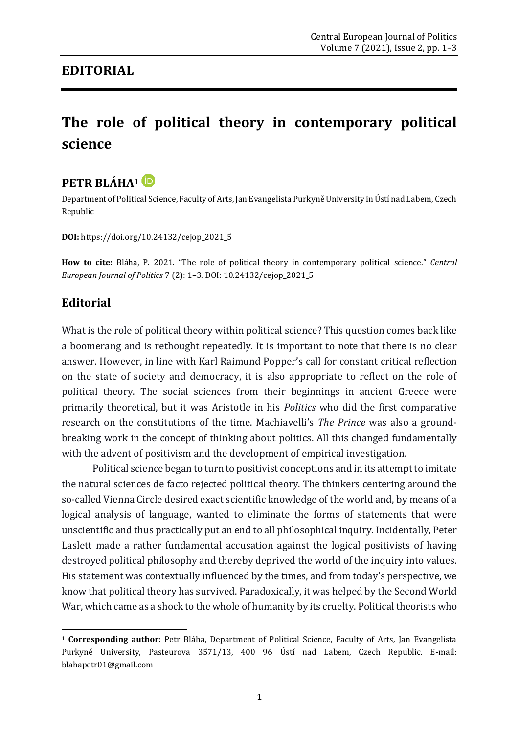## EDITORIAL

# The role of political theory in contemporary political science

## PETR BLÁHA[1]

Department of Political Science, Faculty of Arts, Jan Evangelista Purkyně University in Ústí nad Labem, Czech Republic

**DOI:** https://doi.org/10.24132/cejop_2021_5

**How to cite:** Bláha, P. 2021. "The role of political theory in contemporary political science." *Central European Journal of Politics* 7 (2): 1–3. DOI: 10.24132/cejop_2021_5

## Editorial

What is the role of political theory within political science? This question comes back like a boomerang and is rethought repeatedly. It is important to note that there is no clear answer. However, in line with Karl Raimund Popper's call for constant critical reflection on the state of society and democracy, it is also appropriate to reflect on the role of political theory. The social sciences from their beginnings in ancient Greece were primarily theoretical, but it was Aristotle in his *Politics* who did the first comparative research on the constitutions of the time. Machiavelli's *The Prince* was also a ground-breaking work in the concept of thinking about politics. All this changed fundamentally with the advent of positivism and the development of empirical investigation.

Political science began to turn to positivist conceptions and in its attempt to imitate the natural sciences de facto rejected political theory. The thinkers centering around the so-called Vienna Circle desired exact scientific knowledge of the world and, by means of a logical analysis of language, wanted to eliminate the forms of statements that were unscientific and thus practically put an end to all philosophical inquiry. Incidentally, Peter Laslett made a rather fundamental accusation against the logical positivists of having destroyed political philosophy and thereby deprived the world of the inquiry into values. His statement was contextually influenced by the times, and from today's perspective, we know that political theory has survived. Paradoxically, it was helped by the Second World War, which came as a shock to the whole of humanity by its cruelty. Political theorists who

---

[1] **Corresponding author**: Petr Bláha, Department of Political Science, Faculty of Arts, Jan Evangelista Purkyně University, Pasteurova 3571/13, 400 96 Ústí nad Labem, Czech Republic. E-mail: blahapetr01@gmail.com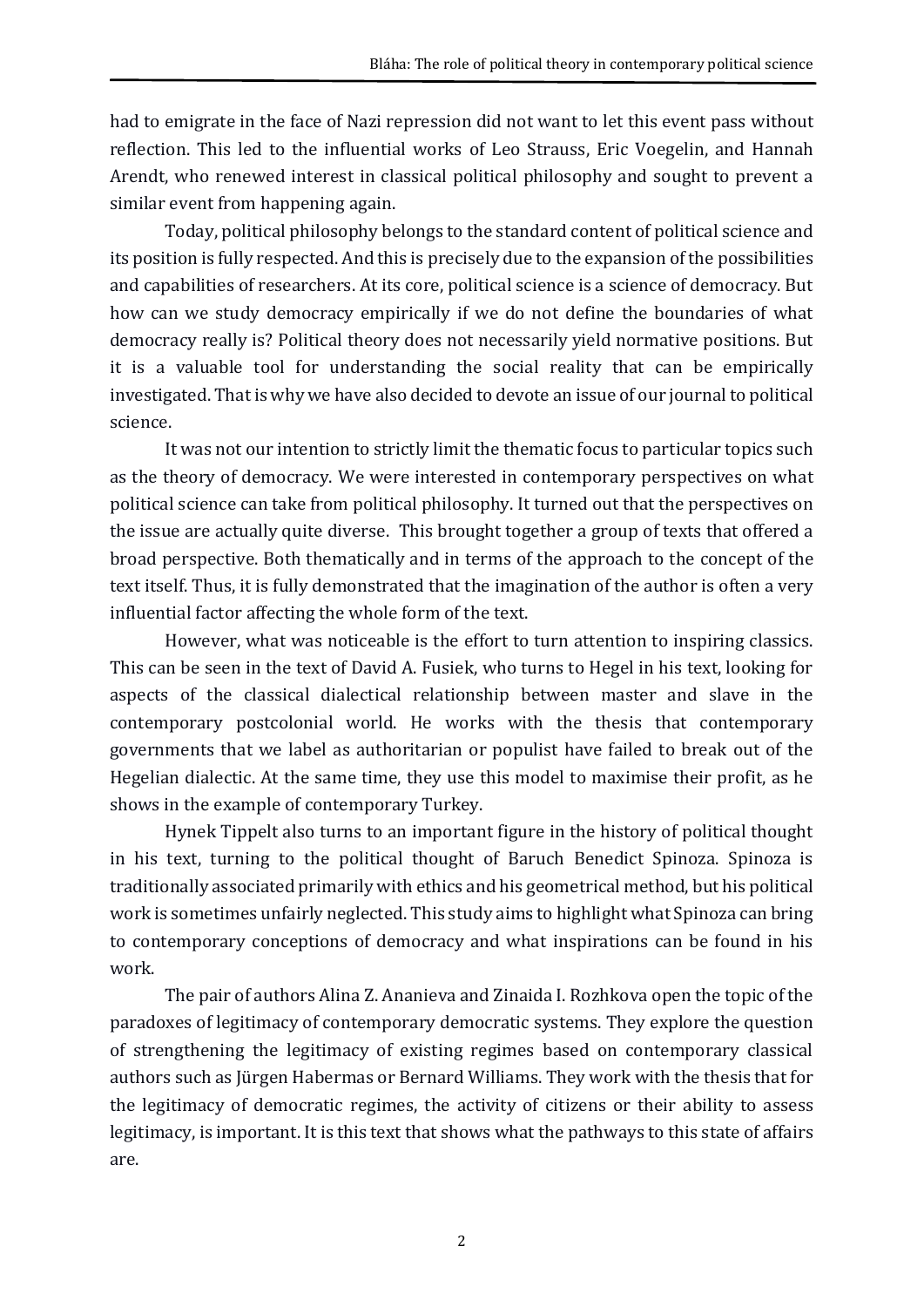had to emigrate in the face of Nazi repression did not want to let this event pass without reflection. This led to the influential works of Leo Strauss, Eric Voegelin, and Hannah Arendt, who renewed interest in classical political philosophy and sought to prevent a similar event from happening again.

Today, political philosophy belongs to the standard content of political science and its position is fully respected. And this is precisely due to the expansion of the possibilities and capabilities of researchers. At its core, political science is a science of democracy. But how can we study democracy empirically if we do not define the boundaries of what democracy really is? Political theory does not necessarily yield normative positions. But it is a valuable tool for understanding the social reality that can be empirically investigated. That is why we have also decided to devote an issue of our journal to political science.

It was not our intention to strictly limit the thematic focus to particular topics such as the theory of democracy. We were interested in contemporary perspectives on what political science can take from political philosophy. It turned out that the perspectives on the issue are actually quite diverse. This brought together a group of texts that offered a broad perspective. Both thematically and in terms of the approach to the concept of the text itself. Thus, it is fully demonstrated that the imagination of the author is often a very influential factor affecting the whole form of the text.

However, what was noticeable is the effort to turn attention to inspiring classics. This can be seen in the text of David A. Fusiek, who turns to Hegel in his text, looking for aspects of the classical dialectical relationship between master and slave in the contemporary postcolonial world. He works with the thesis that contemporary governments that we label as authoritarian or populist have failed to break out of the Hegelian dialectic. At the same time, they use this model to maximise their profit, as he shows in the example of contemporary Turkey.

Hynek Tippelt also turns to an important figure in the history of political thought in his text, turning to the political thought of Baruch Benedict Spinoza. Spinoza is traditionally associated primarily with ethics and his geometrical method, but his political work is sometimes unfairly neglected. This study aims to highlight what Spinoza can bring to contemporary conceptions of democracy and what inspirations can be found in his work.

The pair of authors Alina Z. Ananieva and Zinaida I. Rozhkova open the topic of the paradoxes of legitimacy of contemporary democratic systems. They explore the question of strengthening the legitimacy of existing regimes based on contemporary classical authors such as Jürgen Habermas or Bernard Williams. They work with the thesis that for the legitimacy of democratic regimes, the activity of citizens or their ability to assess legitimacy, is important. It is this text that shows what the pathways to this state of affairs are.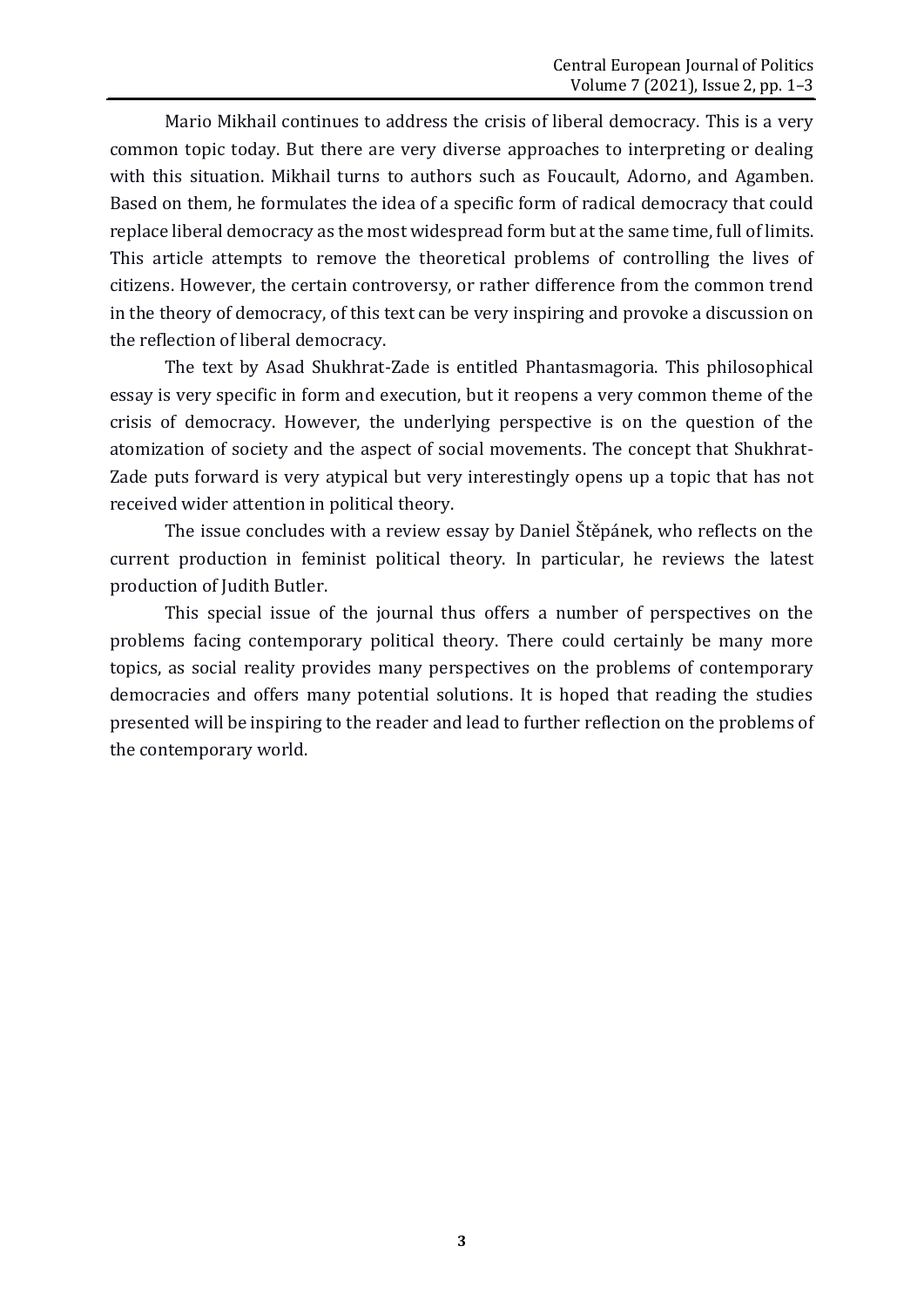Mario Mikhail continues to address the crisis of liberal democracy. This is a very common topic today. But there are very diverse approaches to interpreting or dealing with this situation. Mikhail turns to authors such as Foucault, Adorno, and Agamben. Based on them, he formulates the idea of a specific form of radical democracy that could replace liberal democracy as the most widespread form but at the same time, full of limits. This article attempts to remove the theoretical problems of controlling the lives of citizens. However, the certain controversy, or rather difference from the common trend in the theory of democracy, of this text can be very inspiring and provoke a discussion on the reflection of liberal democracy.

The text by Asad Shukhrat-Zade is entitled Phantasmagoria. This philosophical essay is very specific in form and execution, but it reopens a very common theme of the crisis of democracy. However, the underlying perspective is on the question of the atomization of society and the aspect of social movements. The concept that Shukhrat-Zade puts forward is very atypical but very interestingly opens up a topic that has not received wider attention in political theory.

The issue concludes with a review essay by Daniel Štěpánek, who reflects on the current production in feminist political theory. In particular, he reviews the latest production of Judith Butler.

This special issue of the journal thus offers a number of perspectives on the problems facing contemporary political theory. There could certainly be many more topics, as social reality provides many perspectives on the problems of contemporary democracies and offers many potential solutions. It is hoped that reading the studies presented will be inspiring to the reader and lead to further reflection on the problems of the contemporary world.